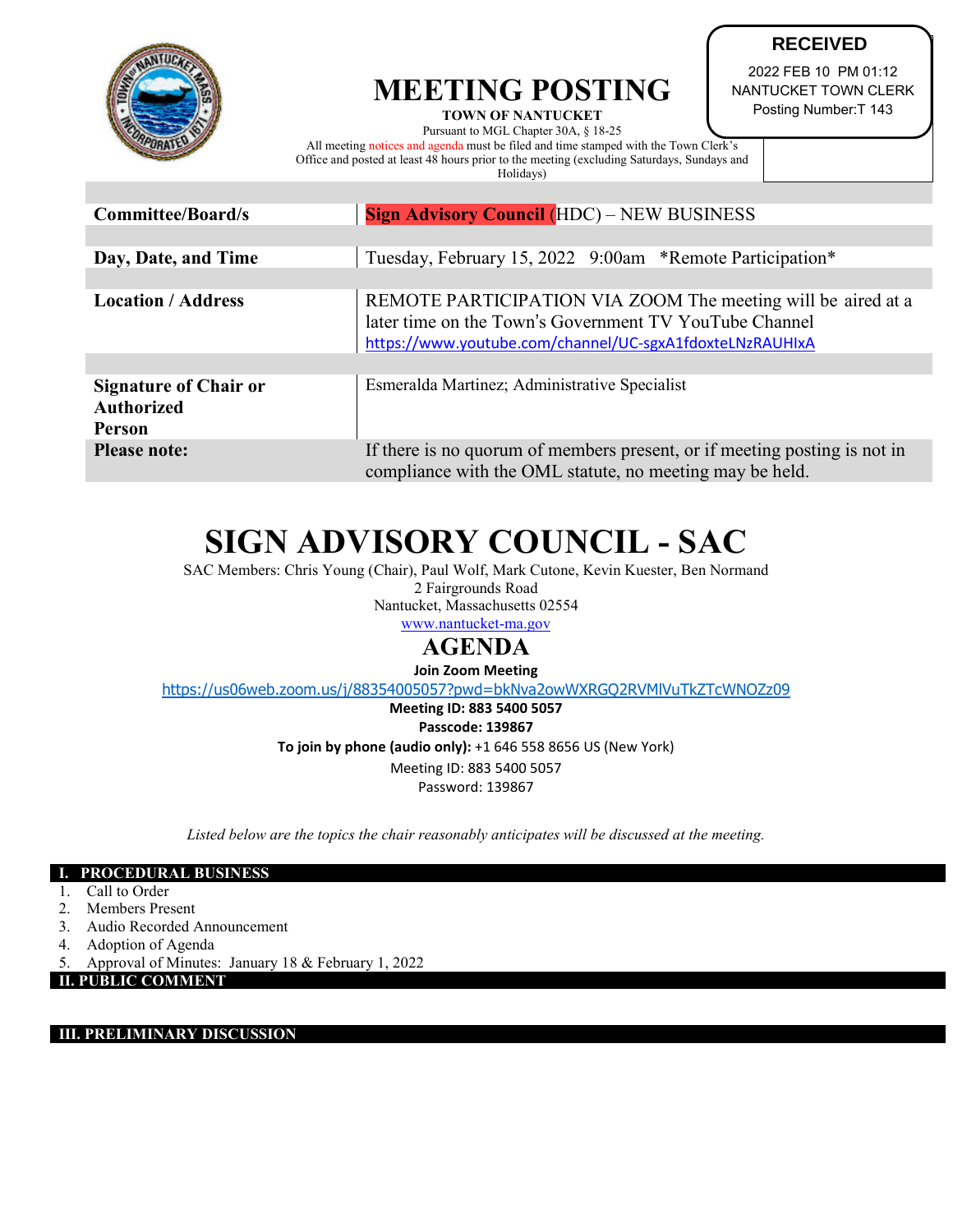**RECEIVED**
2022 FEB 10 PM 01:12
NANTUCKET TOWN CLERK
Posting Number:T 143

# MEETING POSTING

**TOWN OF NANTUCKET**

Pursuant to MGL Chapter 30A, § 18-25

All meeting notices and agenda must be filed and time stamped with the Town Clerk's Office and posted at least 48 hours prior to the meeting (excluding Saturdays, Sundays and Holidays)

| | |
|---|---|
| **Committee/Board/s** | **Sign Advisory Council** (HDC) – NEW BUSINESS |
| **Day, Date, and Time** | Tuesday, February 15, 2022 9:00am \*Remote Participation\* |
| **Location / Address** | REMOTE PARTICIPATION VIA ZOOM The meeting will be aired at a later time on the Town's Government TV YouTube Channel https://www.youtube.com/channel/UC-sgxA1fdoxteLNzRAUHIxA |
| **Signature of Chair or Authorized Person** | Esmeralda Martinez; Administrative Specialist |
| **Please note:** | If there is no quorum of members present, or if meeting posting is not in compliance with the OML statute, no meeting may be held. |

# SIGN ADVISORY COUNCIL - SAC

SAC Members: Chris Young (Chair), Paul Wolf, Mark Cutone, Kevin Kuester, Ben Normand
2 Fairgrounds Road
Nantucket, Massachusetts 02554
www.nantucket-ma.gov

## AGENDA

**Join Zoom Meeting**
https://us06web.zoom.us/j/88354005057?pwd=bkNva2owWXRGQ2RVMlVuTkZTcWNOZz09
**Meeting ID: 883 5400 5057**
**Passcode: 139867**
**To join by phone (audio only):** +1 646 558 8656 US (New York)
Meeting ID: 883 5400 5057
Password: 139867

*Listed below are the topics the chair reasonably anticipates will be discussed at the meeting.*

### I. PROCEDURAL BUSINESS

1. Call to Order
2. Members Present
3. Audio Recorded Announcement
4. Adoption of Agenda
5. Approval of Minutes: January 18 & February 1, 2022

### II. PUBLIC COMMENT

### III. PRELIMINARY DISCUSSION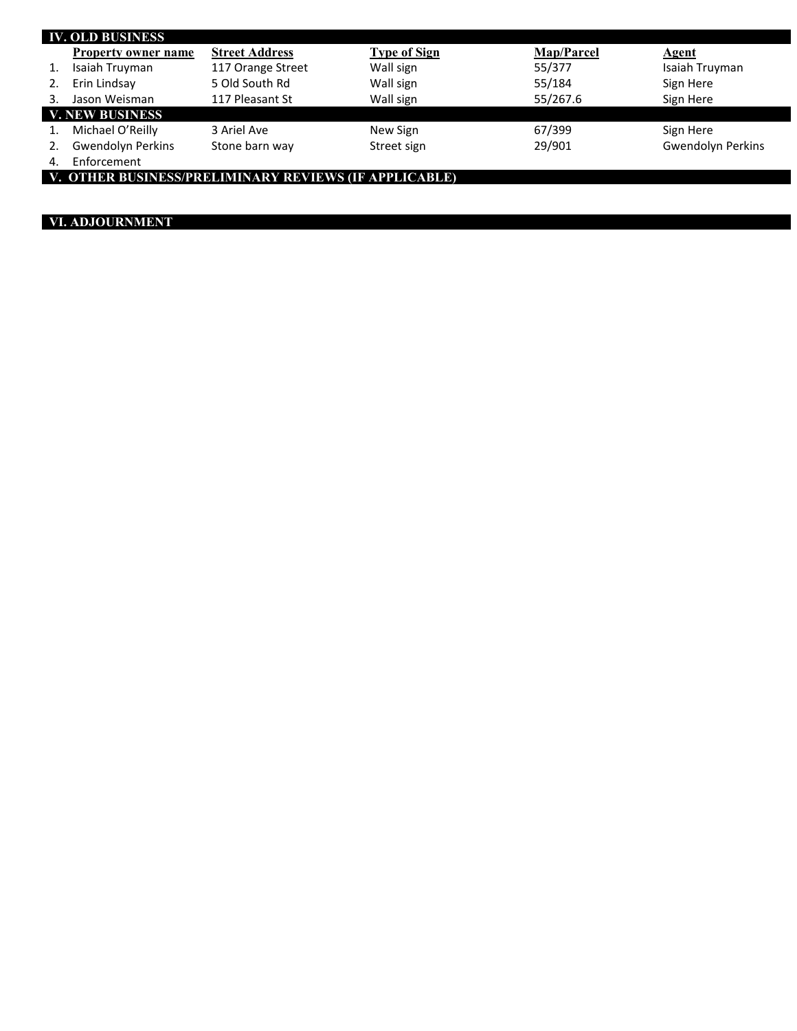## IV. OLD BUSINESS

| | Property owner name | Street Address | Type of Sign | Map/Parcel | Agent |
|---|---|---|---|---|---|
| 1. | Isaiah Truyman | 117 Orange Street | Wall sign | 55/377 | Isaiah Truyman |
| 2. | Erin Lindsay | 5 Old South Rd | Wall sign | 55/184 | Sign Here |
| 3. | Jason Weisman | 117 Pleasant St | Wall sign | 55/267.6 | Sign Here |

## V. NEW BUSINESS

| | | | | | |
|---|---|---|---|---|---|
| 1. | Michael O'Reilly | 3 Ariel Ave | New Sign | 67/399 | Sign Here |
| 2. | Gwendolyn Perkins | Stone barn way | Street sign | 29/901 | Gwendolyn Perkins |
| 4. | Enforcement | | | | |

## V. OTHER BUSINESS/PRELIMINARY REVIEWS (IF APPLICABLE)

## VI. ADJOURNMENT